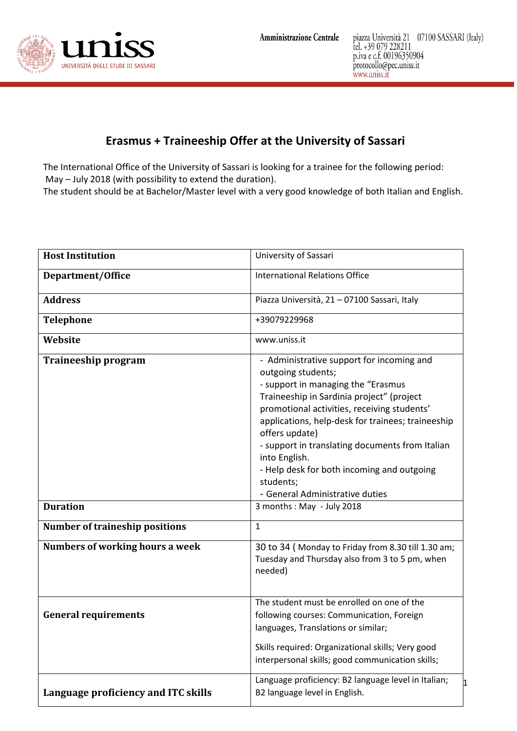Amministrazione Centrale

piazza Università 21 07100 SASSARI (Italy)
tel. +39 079 228211
p.iva e c.f. 00196350904
protocollo@pec.uniss.it
www.uniss.it

# Erasmus + Traineeship Offer at the University of Sassari

The International Office of the University of Sassari is looking for a trainee for the following period: May – July 2018 (with possibility to extend the duration).
The student should be at Bachelor/Master level with a very good knowledge of both Italian and English.

| | |
|---|---|
| **Host Institution** | University of Sassari |
| **Department/Office** | International Relations Office |
| **Address** | Piazza Università, 21 – 07100 Sassari, Italy |
| **Telephone** | +39079229968 |
| **Website** | www.uniss.it |
| **Traineeship program** | - Administrative support for incoming and outgoing students;<br>- support in managing the "Erasmus Traineeship in Sardinia project" (project promotional activities, receiving students' applications, help-desk for trainees; traineeship offers update)<br>- support in translating documents from Italian into English.<br>- Help desk for both incoming and outgoing students;<br>- General Administrative duties |
| **Duration** | 3 months : May - July 2018 |
| **Number of traineship positions** | 1 |
| **Numbers of working hours a week** | 30 to 34 ( Monday to Friday from 8.30 till 1.30 am; Tuesday and Thursday also from 3 to 5 pm, when needed) |
| **General requirements** | The student must be enrolled on one of the following courses: Communication, Foreign languages, Translations or similar;<br><br>Skills required: Organizational skills; Very good interpersonal skills; good communication skills; |
| **Language proficiency and ITC skills** | Language proficiency: B2 language level in Italian; B2 language level in English. |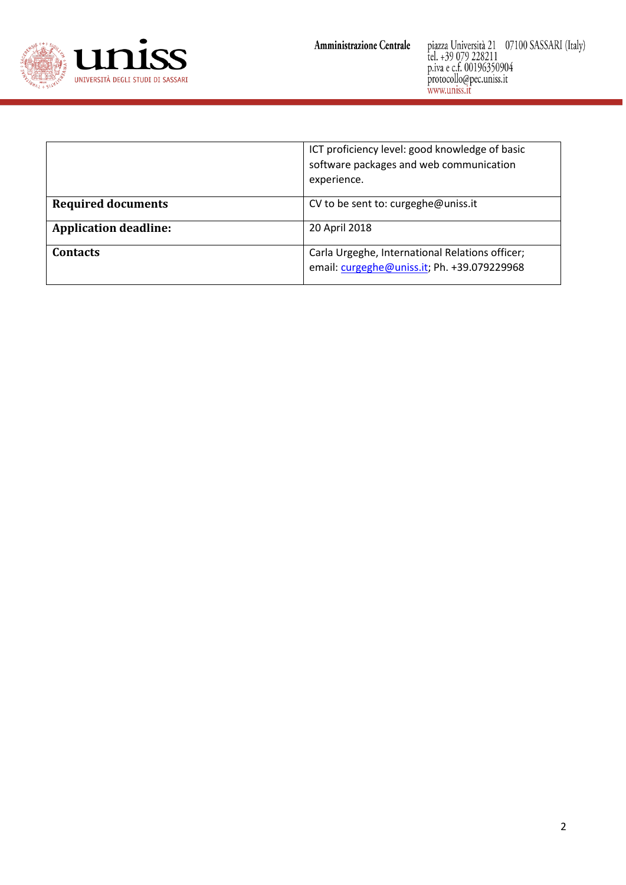| | |
|---|---|
| | ICT proficiency level: good knowledge of basic software packages and web communication experience. |
| **Required documents** | CV to be sent to: curgeghe@uniss.it |
| **Application deadline:** | 20 April 2018 |
| **Contacts** | Carla Urgeghe, International Relations officer; email: curgeghe@uniss.it; Ph. +39.079229968 |